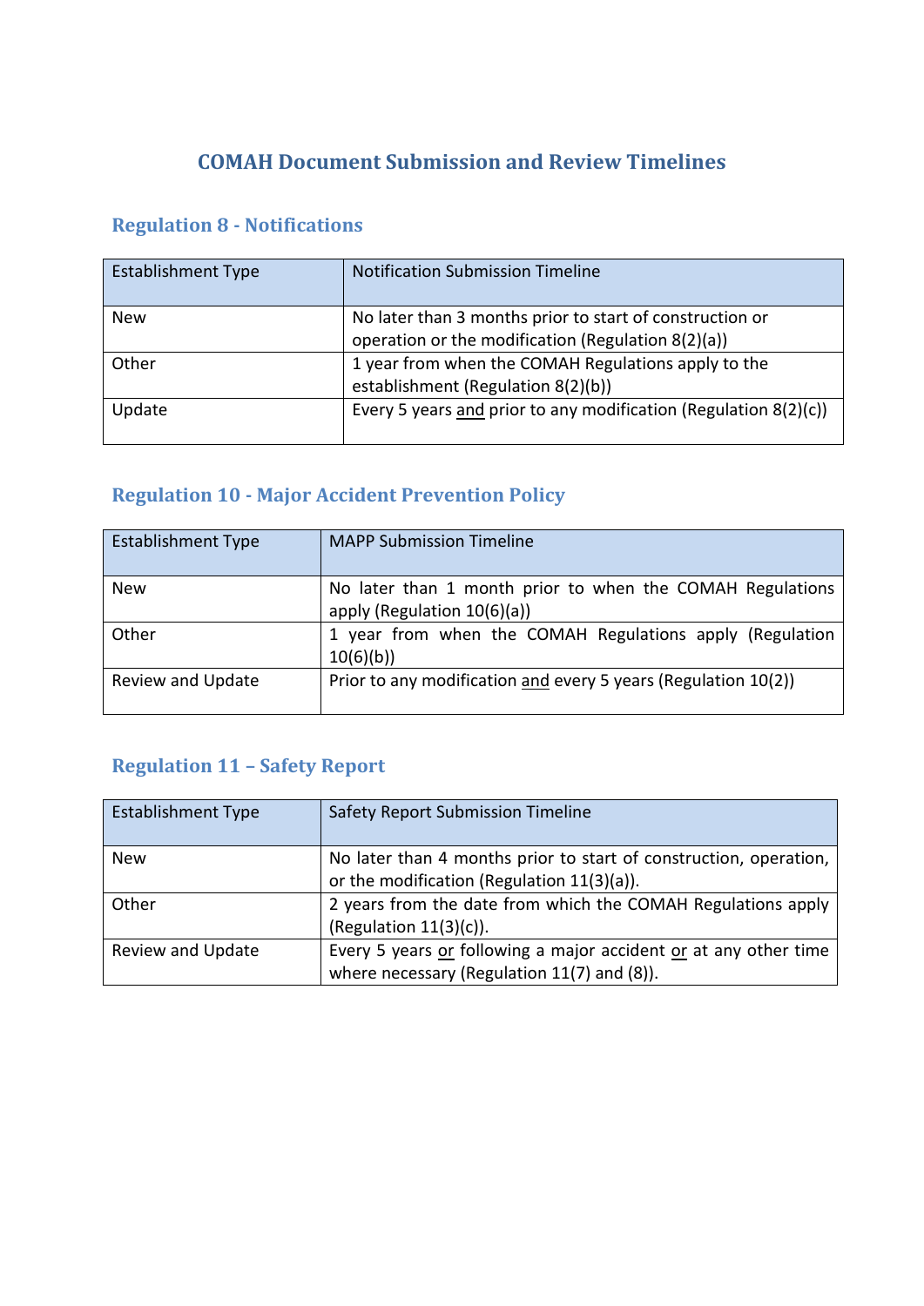# COMAH Document Submission and Review Timelines

## Regulation 8 - Notifications

| Establishment Type | Notification Submission Timeline |
|---|---|
| New | No later than 3 months prior to start of construction or operation or the modification (Regulation 8(2)(a)) |
| Other | 1 year from when the COMAH Regulations apply to the establishment (Regulation 8(2)(b)) |
| Update | Every 5 years and prior to any modification (Regulation 8(2)(c)) |

## Regulation 10 - Major Accident Prevention Policy

| Establishment Type | MAPP Submission Timeline |
|---|---|
| New | No later than 1 month prior to when the COMAH Regulations apply (Regulation 10(6)(a)) |
| Other | 1 year from when the COMAH Regulations apply (Regulation 10(6)(b)) |
| Review and Update | Prior to any modification and every 5 years (Regulation 10(2)) |

## Regulation 11 – Safety Report

| Establishment Type | Safety Report Submission Timeline |
|---|---|
| New | No later than 4 months prior to start of construction, operation, or the modification (Regulation 11(3)(a)). |
| Other | 2 years from the date from which the COMAH Regulations apply (Regulation 11(3)(c)). |
| Review and Update | Every 5 years or following a major accident or at any other time where necessary (Regulation 11(7) and (8)). |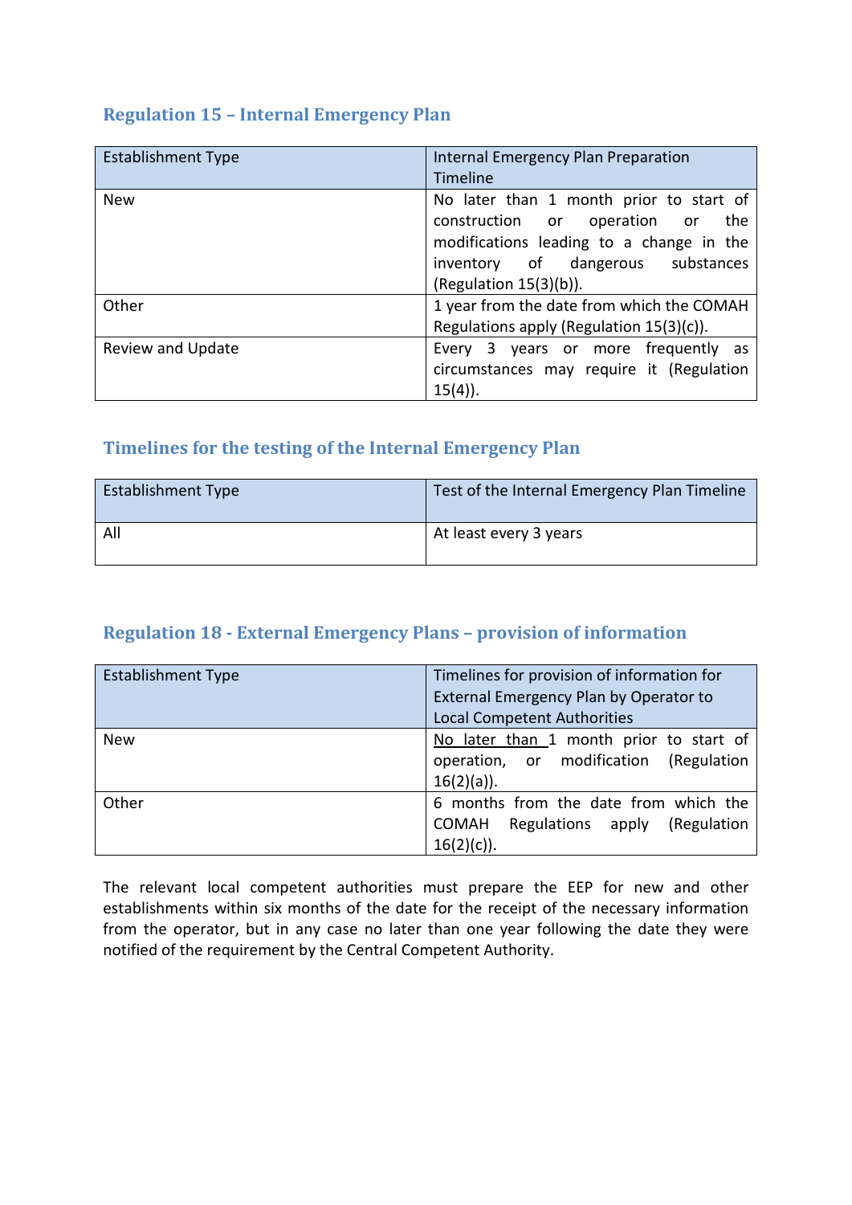## Regulation 15 – Internal Emergency Plan

| Establishment Type | Internal Emergency Plan Preparation Timeline |
|---|---|
| New | No later than 1 month prior to start of construction or operation or the modifications leading to a change in the inventory of dangerous substances (Regulation 15(3)(b)). |
| Other | 1 year from the date from which the COMAH Regulations apply (Regulation 15(3)(c)). |
| Review and Update | Every 3 years or more frequently as circumstances may require it (Regulation 15(4)). |

## Timelines for the testing of the Internal Emergency Plan

| Establishment Type | Test of the Internal Emergency Plan Timeline |
|---|---|
| All | At least every 3 years |

## Regulation 18 - External Emergency Plans – provision of information

| Establishment Type | Timelines for provision of information for External Emergency Plan by Operator to Local Competent Authorities |
|---|---|
| New | No later than 1 month prior to start of operation, or modification (Regulation 16(2)(a)). |
| Other | 6 months from the date from which the COMAH Regulations apply (Regulation 16(2)(c)). |

The relevant local competent authorities must prepare the EEP for new and other establishments within six months of the date for the receipt of the necessary information from the operator, but in any case no later than one year following the date they were notified of the requirement by the Central Competent Authority.